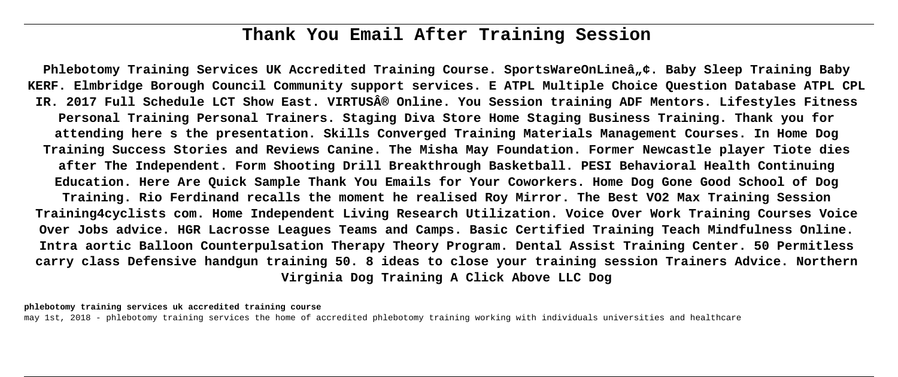# Thank You Email After Training Session

**Phlebotomy Training Services UK Accredited Training Course. SportsWareOnLineâ„¢. Baby Sleep Training Baby KERF. Elmbridge Borough Council Community support services. E ATPL Multiple Choice Question Database ATPL CPL IR. 2017 Full Schedule LCT Show East. VIRTUS® Online. You Session training ADF Mentors. Lifestyles Fitness Personal Training Personal Trainers. Staging Diva Store Home Staging Business Training. Thank you for attending here s the presentation. Skills Converged Training Materials Management Courses. In Home Dog Training Success Stories and Reviews Canine. The Misha May Foundation. Former Newcastle player Tiote dies after The Independent. Form Shooting Drill Breakthrough Basketball. PESI Behavioral Health Continuing Education. Here Are Quick Sample Thank You Emails for Your Coworkers. Home Dog Gone Good School of Dog Training. Rio Ferdinand recalls the moment he realised Roy Mirror. The Best VO2 Max Training Session Training4cyclists com. Home Independent Living Research Utilization. Voice Over Work Training Courses Voice Over Jobs advice. HGR Lacrosse Leagues Teams and Camps. Basic Certified Training Teach Mindfulness Online. Intra aortic Balloon Counterpulsation Therapy Theory Program. Dental Assist Training Center. 50 Permitless carry class Defensive handgun training 50. 8 ideas to close your training session Trainers Advice. Northern Virginia Dog Training A Click Above LLC Dog**

**phlebotomy training services uk accredited training course**

may 1st, 2018 - phlebotomy training services the home of accredited phlebotomy training working with individuals universities and healthcare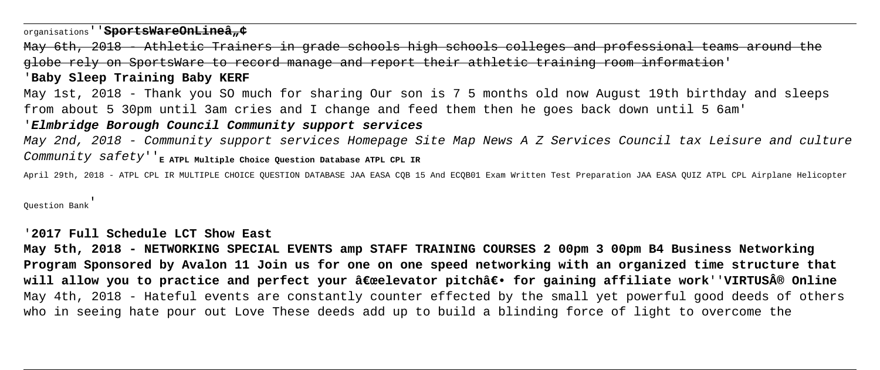organisations''**~~SportsWareOnLineâ„¢~~**

~~May 6th, 2018 - Athletic Trainers in grade schools high schools colleges and professional teams around the globe rely on SportsWare to record manage and report their athletic training room information~~'

'**Baby Sleep Training Baby KERF**

May 1st, 2018 - Thank you SO much for sharing Our son is 7 5 months old now August 19th birthday and sleeps from about 5 30pm until 3am cries and I change and feed them then he goes back down until 5 6am'

'***Elmbridge Borough Council Community support services***

*May 2nd, 2018 - Community support services Homepage Site Map News A Z Services Council tax Leisure and culture Community safety*''**E ATPL Multiple Choice Question Database ATPL CPL IR**

April 29th, 2018 - ATPL CPL IR MULTIPLE CHOICE QUESTION DATABASE JAA EASA CQB 15 And ECQB01 Exam Written Test Preparation JAA EASA QUIZ ATPL CPL Airplane Helicopter Question Bank'

'**2017 Full Schedule LCT Show East**

**May 5th, 2018 - NETWORKING SPECIAL EVENTS amp STAFF TRAINING COURSES 2 00pm 3 00pm B4 Business Networking Program Sponsored by Avalon 11 Join us for one on one speed networking with an organized time structure that will allow you to practice and perfect your â€œelevator pitchâ€• for gaining affiliate work**''**VIRTUSÂ® Online**

May 4th, 2018 - Hateful events are constantly counter effected by the small yet powerful good deeds of others who in seeing hate pour out Love These deeds add up to build a blinding force of light to overcome the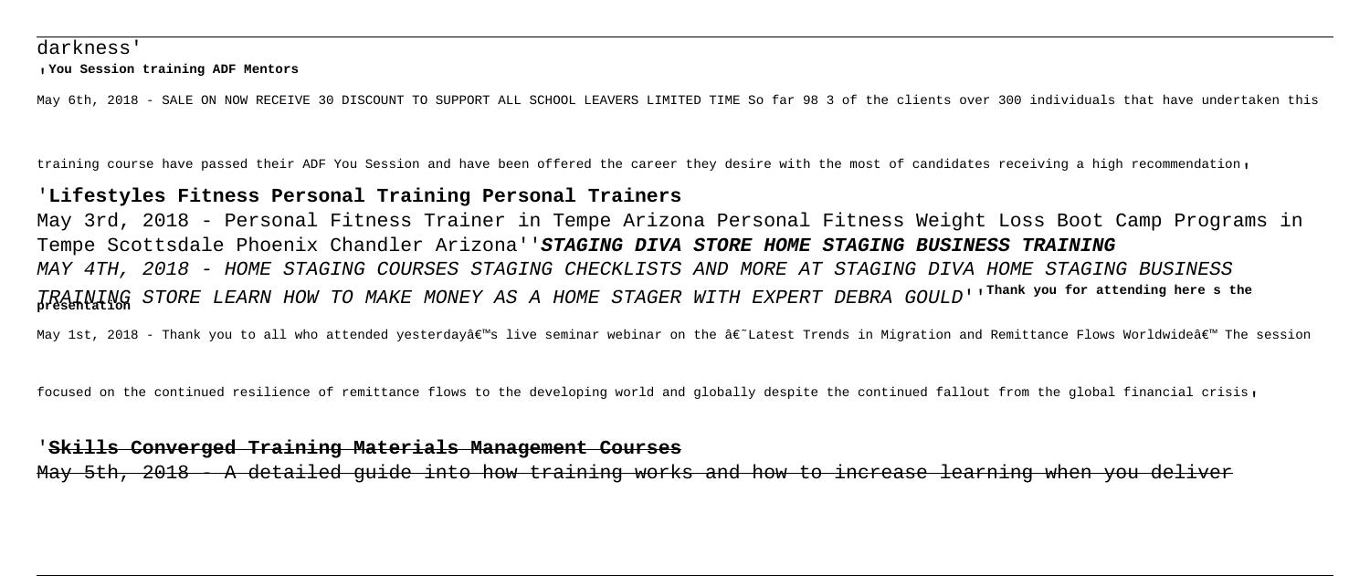darkness'

'**You Session training ADF Mentors**

May 6th, 2018 - SALE ON NOW RECEIVE 30 DISCOUNT TO SUPPORT ALL SCHOOL LEAVERS LIMITED TIME So far 98 3 of the clients over 300 individuals that have undertaken this training course have passed their ADF You Session and have been offered the career they desire with the most of candidates receiving a high recommendation'

## '**Lifestyles Fitness Personal Training Personal Trainers**

May 3rd, 2018 - Personal Fitness Trainer in Tempe Arizona Personal Fitness Weight Loss Boot Camp Programs in Tempe Scottsdale Phoenix Chandler Arizona''***STAGING DIVA STORE HOME STAGING BUSINESS TRAINING***

*MAY 4TH, 2018 - HOME STAGING COURSES STAGING CHECKLISTS AND MORE AT STAGING DIVA HOME STAGING BUSINESS TRAINING STORE LEARN HOW TO MAKE MONEY AS A HOME STAGER WITH EXPERT DEBRA GOULD*''**Thank you for attending here s the presentation**

May 1st, 2018 - Thank you to all who attended yesterdayâ€™s live seminar webinar on the â€˜Latest Trends in Migration and Remittance Flows Worldwideâ€™ The session focused on the continued resilience of remittance flows to the developing world and globally despite the continued fallout from the global financial crisis'

## '**Skills Converged Training Materials Management Courses**

May 5th, 2018 - A detailed guide into how training works and how to increase learning when you deliver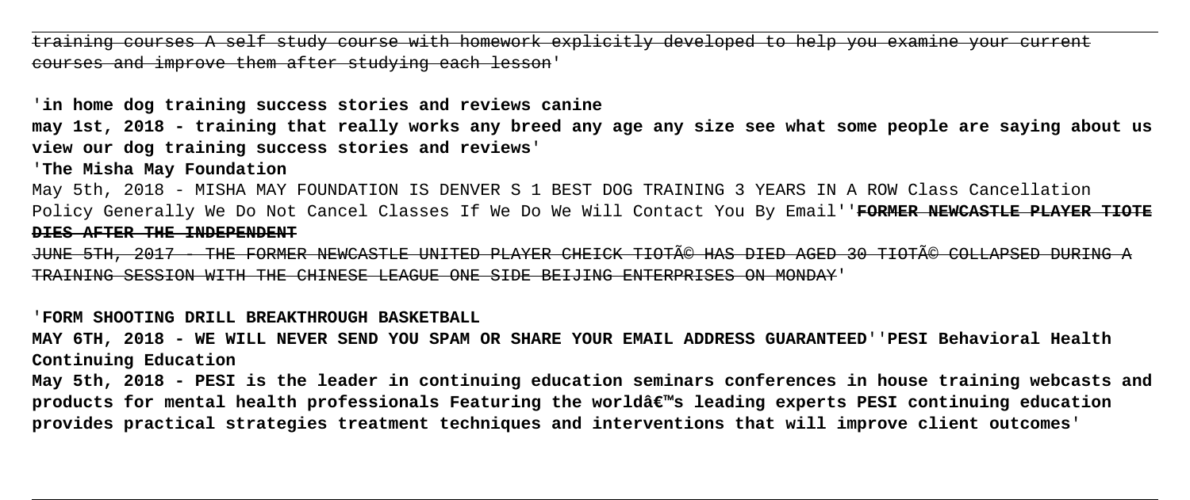training courses A self study course with homework explicitly developed to help you examine your current courses and improve them after studying each lesson'

'**in home dog training success stories and reviews canine**

**may 1st, 2018 - training that really works any breed any age any size see what some people are saying about us view our dog training success stories and reviews**'

'**The Misha May Foundation**

May 5th, 2018 - MISHA MAY FOUNDATION IS DENVER S 1 BEST DOG TRAINING 3 YEARS IN A ROW Class Cancellation Policy Generally We Do Not Cancel Classes If We Do We Will Contact You By Email''**FORMER NEWCASTLE PLAYER TIOTE DIES AFTER THE INDEPENDENT**

JUNE 5TH, 2017 - THE FORMER NEWCASTLE UNITED PLAYER CHEICK TIOTÃ© HAS DIED AGED 30 TIOTÃ© COLLAPSED DURING A TRAINING SESSION WITH THE CHINESE LEAGUE ONE SIDE BEIJING ENTERPRISES ON MONDAY'

'**FORM SHOOTING DRILL BREAKTHROUGH BASKETBALL**

**MAY 6TH, 2018 - WE WILL NEVER SEND YOU SPAM OR SHARE YOUR EMAIL ADDRESS GUARANTEED**''**PESI Behavioral Health Continuing Education**

**May 5th, 2018 - PESI is the leader in continuing education seminars conferences in house training webcasts and products for mental health professionals Featuring the worldâ€™s leading experts PESI continuing education provides practical strategies treatment techniques and interventions that will improve client outcomes**'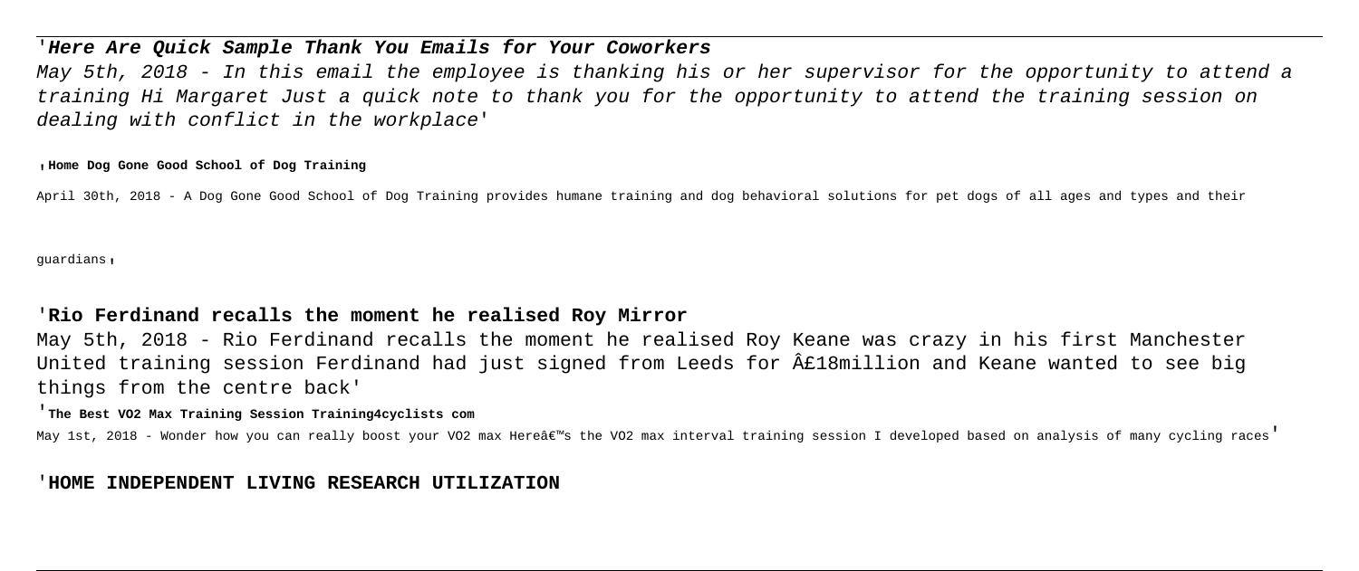## '**Here Are Quick Sample Thank You Emails for Your Coworkers**

*May 5th, 2018 - In this email the employee is thanking his or her supervisor for the opportunity to attend a training Hi Margaret Just a quick note to thank you for the opportunity to attend the training session on dealing with conflict in the workplace'*

'**Home Dog Gone Good School of Dog Training**

April 30th, 2018 - A Dog Gone Good School of Dog Training provides humane training and dog behavioral solutions for pet dogs of all ages and types and their guardians'

## '**Rio Ferdinand recalls the moment he realised Roy Mirror**

May 5th, 2018 - Rio Ferdinand recalls the moment he realised Roy Keane was crazy in his first Manchester United training session Ferdinand had just signed from Leeds for Â£18million and Keane wanted to see big things from the centre back'

'**The Best VO2 Max Training Session Training4cyclists com**

May 1st, 2018 - Wonder how you can really boost your VO2 max Hereâ€™s the VO2 max interval training session I developed based on analysis of many cycling races'

## '**HOME INDEPENDENT LIVING RESEARCH UTILIZATION**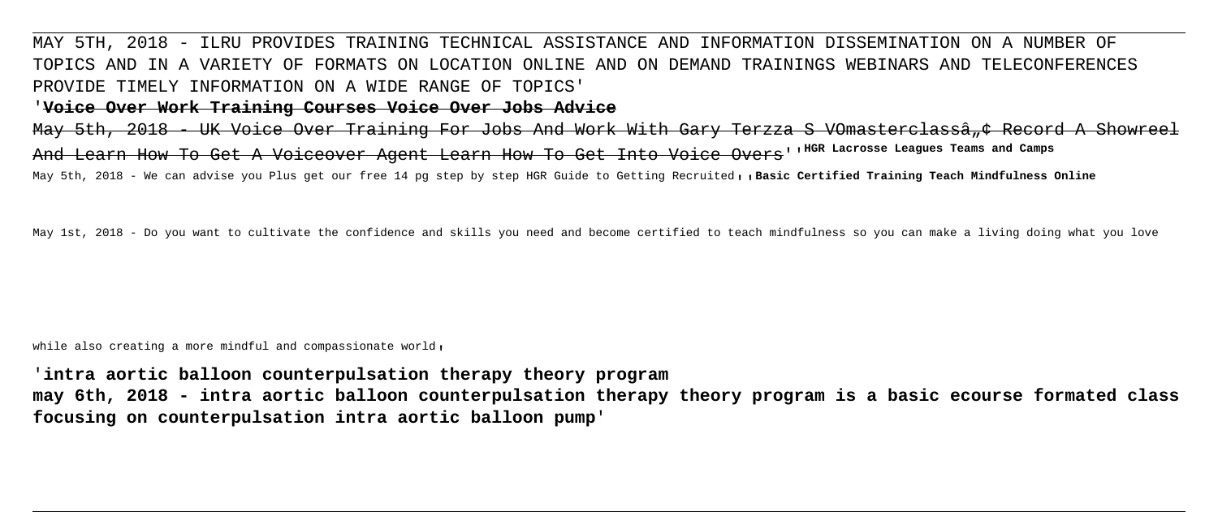MAY 5TH, 2018 - ILRU PROVIDES TRAINING TECHNICAL ASSISTANCE AND INFORMATION DISSEMINATION ON A NUMBER OF TOPICS AND IN A VARIETY OF FORMATS ON LOCATION ONLINE AND ON DEMAND TRAININGS WEBINARS AND TELECONFERENCES PROVIDE TIMELY INFORMATION ON A WIDE RANGE OF TOPICS'

'**Voice Over Work Training Courses Voice Over Jobs Advice**

May 5th, 2018 - UK Voice Over Training For Jobs And Work With Gary Terzza S VOmasterclassâ„¢ Record A Showreel And Learn How To Get A Voiceover Agent Learn How To Get Into Voice Overs''**HGR Lacrosse Leagues Teams and Camps**

May 5th, 2018 - We can advise you Plus get our free 14 pg step by step HGR Guide to Getting Recruited''**Basic Certified Training Teach Mindfulness Online**

May 1st, 2018 - Do you want to cultivate the confidence and skills you need and become certified to teach mindfulness so you can make a living doing what you love while also creating a more mindful and compassionate world'

'**intra aortic balloon counterpulsation therapy theory program**

**may 6th, 2018 - intra aortic balloon counterpulsation therapy theory program is a basic ecourse formated class focusing on counterpulsation intra aortic balloon pump**'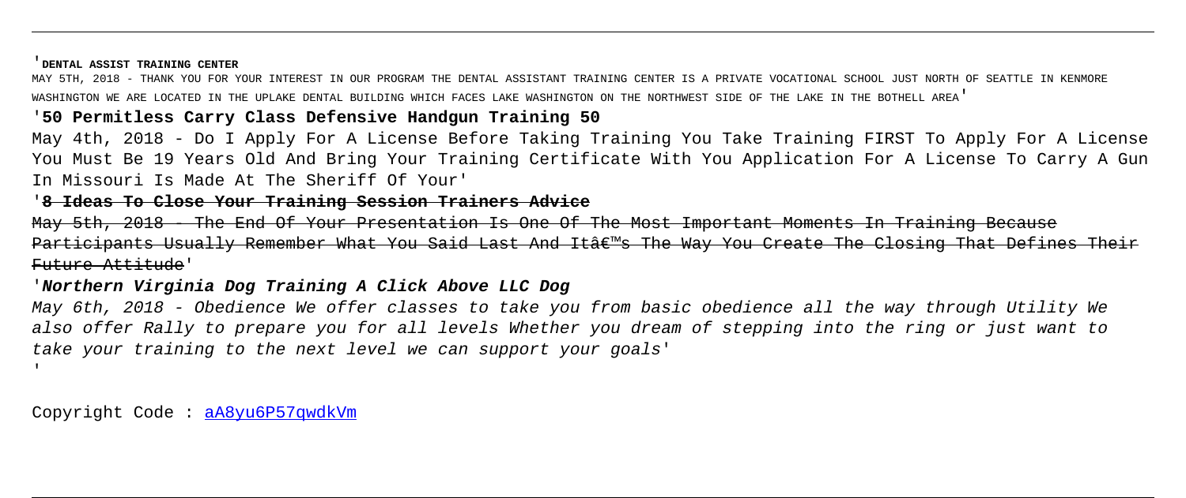'**DENTAL ASSIST TRAINING CENTER**

MAY 5TH, 2018 - THANK YOU FOR YOUR INTEREST IN OUR PROGRAM THE DENTAL ASSISTANT TRAINING CENTER IS A PRIVATE VOCATIONAL SCHOOL JUST NORTH OF SEATTLE IN KENMORE WASHINGTON WE ARE LOCATED IN THE UPLAKE DENTAL BUILDING WHICH FACES LAKE WASHINGTON ON THE NORTHWEST SIDE OF THE LAKE IN THE BOTHELL AREA'

'**50 Permitless Carry Class Defensive Handgun Training 50**

May 4th, 2018 - Do I Apply For A License Before Taking Training You Take Training FIRST To Apply For A License You Must Be 19 Years Old And Bring Your Training Certificate With You Application For A License To Carry A Gun In Missouri Is Made At The Sheriff Of Your'

'**8 Ideas To Close Your Training Session Trainers Advice**

~~May 5th, 2018 - The End Of Your Presentation Is One Of The Most Important Moments In Training Because Participants Usually Remember What You Said Last And Itâ€™s The Way You Create The Closing That Defines Their Future Attitude~~'

'***Northern Virginia Dog Training A Click Above LLC Dog***

*May 6th, 2018 - Obedience We offer classes to take you from basic obedience all the way through Utility We also offer Rally to prepare you for all levels Whether you dream of stepping into the ring or just want to take your training to the next level we can support your goals'*

'

Copyright Code : aA8yu6P57qwdkVm